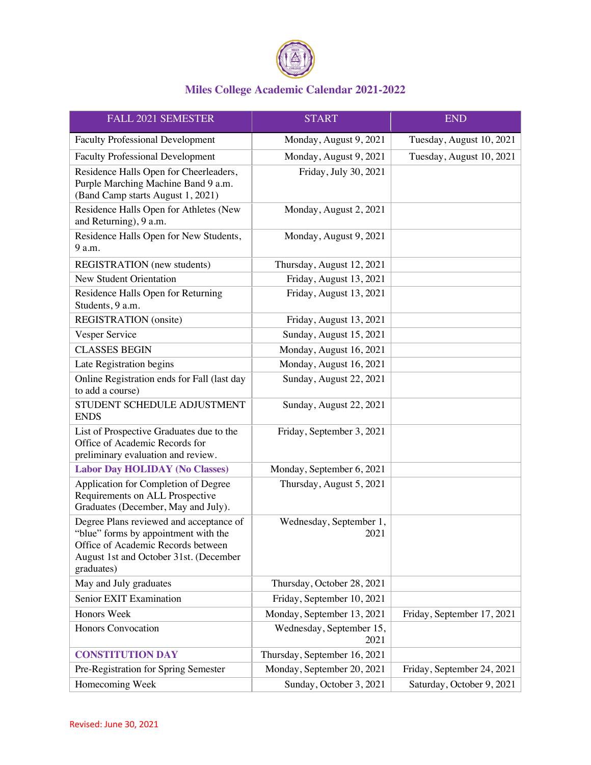# Miles College Academic Calendar 2021-2022

| FALL 2021 SEMESTER | START | END |
|---|---|---|
| Faculty Professional Development | Monday, August 9, 2021 | Tuesday, August 10, 2021 |
| Faculty Professional Development | Monday, August 9, 2021 | Tuesday, August 10, 2021 |
| Residence Halls Open for Cheerleaders, Purple Marching Machine Band 9 a.m. (Band Camp starts August 1, 2021) | Friday, July 30, 2021 | |
| Residence Halls Open for Athletes (New and Returning), 9 a.m. | Monday, August 2, 2021 | |
| Residence Halls Open for New Students, 9 a.m. | Monday, August 9, 2021 | |
| REGISTRATION (new students) | Thursday, August 12, 2021 | |
| New Student Orientation | Friday, August 13, 2021 | |
| Residence Halls Open for Returning Students, 9 a.m. | Friday, August 13, 2021 | |
| REGISTRATION (onsite) | Friday, August 13, 2021 | |
| Vesper Service | Sunday, August 15, 2021 | |
| CLASSES BEGIN | Monday, August 16, 2021 | |
| Late Registration begins | Monday, August 16, 2021 | |
| Online Registration ends for Fall (last day to add a course) | Sunday, August 22, 2021 | |
| STUDENT SCHEDULE ADJUSTMENT ENDS | Sunday, August 22, 2021 | |
| List of Prospective Graduates due to the Office of Academic Records for preliminary evaluation and review. | Friday, September 3, 2021 | |
| **Labor Day HOLIDAY (No Classes)** | Monday, September 6, 2021 | |
| Application for Completion of Degree Requirements on ALL Prospective Graduates (December, May and July). | Thursday, August 5, 2021 | |
| Degree Plans reviewed and acceptance of "blue" forms by appointment with the Office of Academic Records between August 1st and October 31st. (December graduates) | Wednesday, September 1, 2021 | |
| May and July graduates | Thursday, October 28, 2021 | |
| Senior EXIT Examination | Friday, September 10, 2021 | |
| Honors Week | Monday, September 13, 2021 | Friday, September 17, 2021 |
| Honors Convocation | Wednesday, September 15, 2021 | |
| **CONSTITUTION DAY** | Thursday, September 16, 2021 | |
| Pre-Registration for Spring Semester | Monday, September 20, 2021 | Friday, September 24, 2021 |
| Homecoming Week | Sunday, October 3, 2021 | Saturday, October 9, 2021 |

Revised: June 30, 2021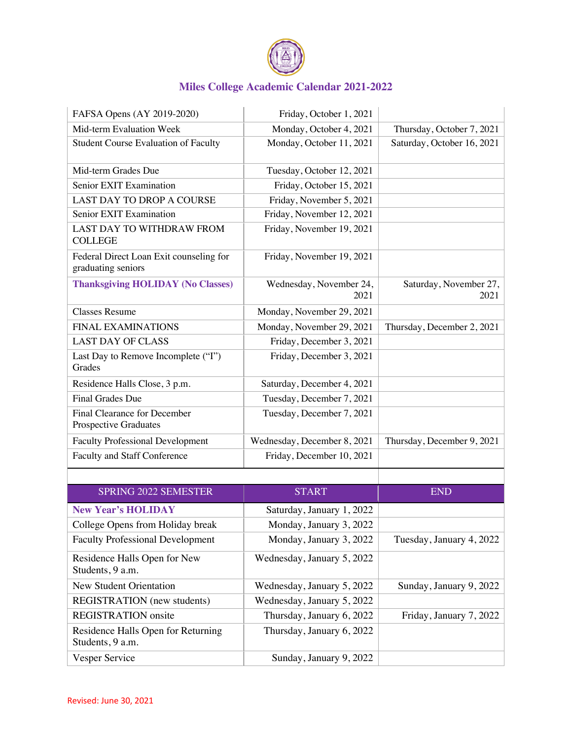# Miles College Academic Calendar 2021-2022

| | | |
|---|---|---|
| FAFSA Opens (AY 2019-2020) | Friday, October 1, 2021 | |
| Mid-term Evaluation Week | Monday, October 4, 2021 | Thursday, October 7, 2021 |
| Student Course Evaluation of Faculty | Monday, October 11, 2021 | Saturday, October 16, 2021 |
| Mid-term Grades Due | Tuesday, October 12, 2021 | |
| Senior EXIT Examination | Friday, October 15, 2021 | |
| LAST DAY TO DROP A COURSE | Friday, November 5, 2021 | |
| Senior EXIT Examination | Friday, November 12, 2021 | |
| LAST DAY TO WITHDRAW FROM COLLEGE | Friday, November 19, 2021 | |
| Federal Direct Loan Exit counseling for graduating seniors | Friday, November 19, 2021 | |
| **Thanksgiving HOLIDAY (No Classes)** | Wednesday, November 24, 2021 | Saturday, November 27, 2021 |
| Classes Resume | Monday, November 29, 2021 | |
| FINAL EXAMINATIONS | Monday, November 29, 2021 | Thursday, December 2, 2021 |
| LAST DAY OF CLASS | Friday, December 3, 2021 | |
| Last Day to Remove Incomplete ("I") Grades | Friday, December 3, 2021 | |
| Residence Halls Close, 3 p.m. | Saturday, December 4, 2021 | |
| Final Grades Due | Tuesday, December 7, 2021 | |
| Final Clearance for December Prospective Graduates | Tuesday, December 7, 2021 | |
| Faculty Professional Development | Wednesday, December 8, 2021 | Thursday, December 9, 2021 |
| Faculty and Staff Conference | Friday, December 10, 2021 | |

| SPRING 2022 SEMESTER | START | END |
|---|---|---|
| **New Year's HOLIDAY** | Saturday, January 1, 2022 | |
| College Opens from Holiday break | Monday, January 3, 2022 | |
| Faculty Professional Development | Monday, January 3, 2022 | Tuesday, January 4, 2022 |
| Residence Halls Open for New Students, 9 a.m. | Wednesday, January 5, 2022 | |
| New Student Orientation | Wednesday, January 5, 2022 | Sunday, January 9, 2022 |
| REGISTRATION (new students) | Wednesday, January 5, 2022 | |
| REGISTRATION onsite | Thursday, January 6, 2022 | Friday, January 7, 2022 |
| Residence Halls Open for Returning Students, 9 a.m. | Thursday, January 6, 2022 | |
| Vesper Service | Sunday, January 9, 2022 | |

Revised: June 30, 2021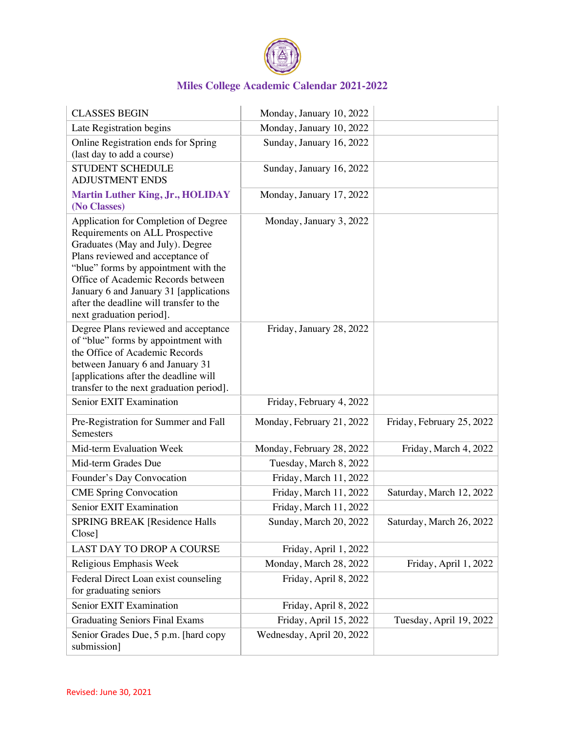# Miles College Academic Calendar 2021-2022

| | | |
|---|---|---|
| CLASSES BEGIN | Monday, January 10, 2022 | |
| Late Registration begins | Monday, January 10, 2022 | |
| Online Registration ends for Spring (last day to add a course) | Sunday, January 16, 2022 | |
| STUDENT SCHEDULE ADJUSTMENT ENDS | Sunday, January 16, 2022 | |
| **Martin Luther King, Jr., HOLIDAY (No Classes)** | Monday, January 17, 2022 | |
| Application for Completion of Degree Requirements on ALL Prospective Graduates (May and July). Degree Plans reviewed and acceptance of "blue" forms by appointment with the Office of Academic Records between January 6 and January 31 [applications after the deadline will transfer to the next graduation period]. | Monday, January 3, 2022 | |
| Degree Plans reviewed and acceptance of "blue" forms by appointment with the Office of Academic Records between January 6 and January 31 [applications after the deadline will transfer to the next graduation period]. | Friday, January 28, 2022 | |
| Senior EXIT Examination | Friday, February 4, 2022 | |
| Pre-Registration for Summer and Fall Semesters | Monday, February 21, 2022 | Friday, February 25, 2022 |
| Mid-term Evaluation Week | Monday, February 28, 2022 | Friday, March 4, 2022 |
| Mid-term Grades Due | Tuesday, March 8, 2022 | |
| Founder's Day Convocation | Friday, March 11, 2022 | |
| CME Spring Convocation | Friday, March 11, 2022 | Saturday, March 12, 2022 |
| Senior EXIT Examination | Friday, March 11, 2022 | |
| SPRING BREAK [Residence Halls Close] | Sunday, March 20, 2022 | Saturday, March 26, 2022 |
| LAST DAY TO DROP A COURSE | Friday, April 1, 2022 | |
| Religious Emphasis Week | Monday, March 28, 2022 | Friday, April 1, 2022 |
| Federal Direct Loan exist counseling for graduating seniors | Friday, April 8, 2022 | |
| Senior EXIT Examination | Friday, April 8, 2022 | |
| Graduating Seniors Final Exams | Friday, April 15, 2022 | Tuesday, April 19, 2022 |
| Senior Grades Due, 5 p.m. [hard copy submission] | Wednesday, April 20, 2022 | |

Revised: June 30, 2021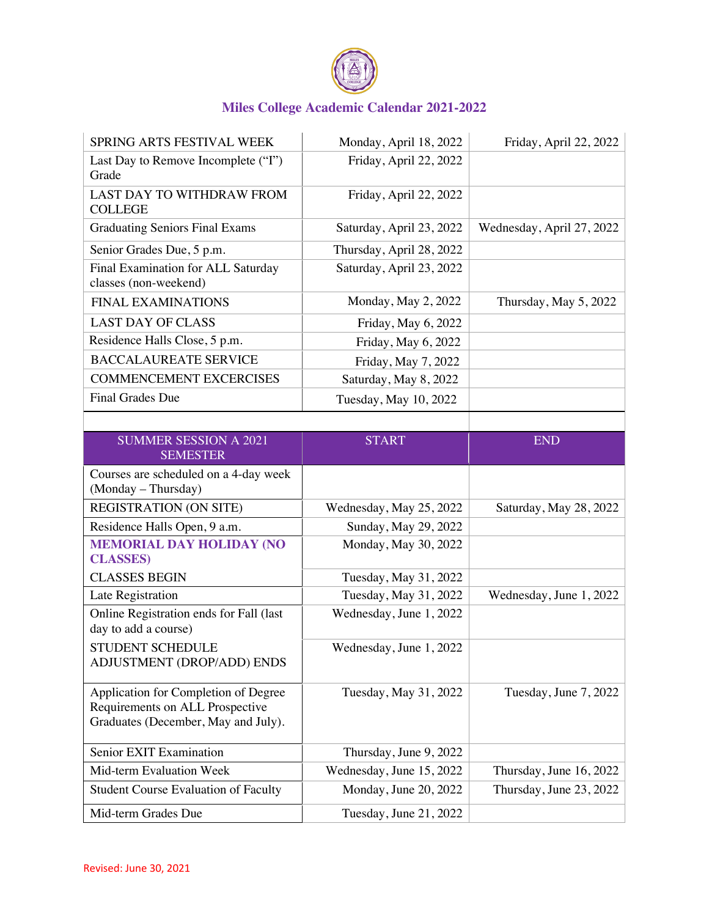# Miles College Academic Calendar 2021-2022

| | | |
|---|---|---|
| SPRING ARTS FESTIVAL WEEK | Monday, April 18, 2022 | Friday, April 22, 2022 |
| Last Day to Remove Incomplete ("I") Grade | Friday, April 22, 2022 | |
| LAST DAY TO WITHDRAW FROM COLLEGE | Friday, April 22, 2022 | |
| Graduating Seniors Final Exams | Saturday, April 23, 2022 | Wednesday, April 27, 2022 |
| Senior Grades Due, 5 p.m. | Thursday, April 28, 2022 | |
| Final Examination for ALL Saturday classes (non-weekend) | Saturday, April 23, 2022 | |
| FINAL EXAMINATIONS | Monday, May 2, 2022 | Thursday, May 5, 2022 |
| LAST DAY OF CLASS | Friday, May 6, 2022 | |
| Residence Halls Close, 5 p.m. | Friday, May 6, 2022 | |
| BACCALAUREATE SERVICE | Friday, May 7, 2022 | |
| COMMENCEMENT EXCERCISES | Saturday, May 8, 2022 | |
| Final Grades Due | Tuesday, May 10, 2022 | |

| SUMMER SESSION A 2021 SEMESTER | START | END |
|---|---|---|
| Courses are scheduled on a 4-day week (Monday – Thursday) | | |
| REGISTRATION (ON SITE) | Wednesday, May 25, 2022 | Saturday, May 28, 2022 |
| Residence Halls Open, 9 a.m. | Sunday, May 29, 2022 | |
| **MEMORIAL DAY HOLIDAY (NO CLASSES)** | Monday, May 30, 2022 | |
| CLASSES BEGIN | Tuesday, May 31, 2022 | |
| Late Registration | Tuesday, May 31, 2022 | Wednesday, June 1, 2022 |
| Online Registration ends for Fall (last day to add a course) | Wednesday, June 1, 2022 | |
| STUDENT SCHEDULE ADJUSTMENT (DROP/ADD) ENDS | Wednesday, June 1, 2022 | |
| Application for Completion of Degree Requirements on ALL Prospective Graduates (December, May and July). | Tuesday, May 31, 2022 | Tuesday, June 7, 2022 |
| Senior EXIT Examination | Thursday, June 9, 2022 | |
| Mid-term Evaluation Week | Wednesday, June 15, 2022 | Thursday, June 16, 2022 |
| Student Course Evaluation of Faculty | Monday, June 20, 2022 | Thursday, June 23, 2022 |
| Mid-term Grades Due | Tuesday, June 21, 2022 | |

Revised: June 30, 2021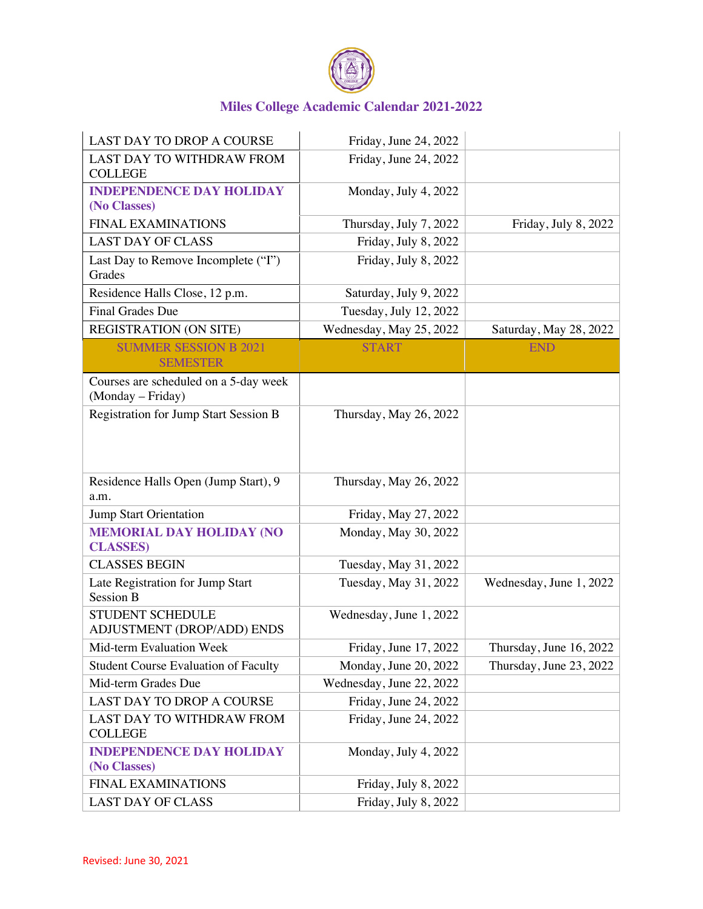## Miles College Academic Calendar 2021-2022

| | | |
|---|---|---|
| LAST DAY TO DROP A COURSE | Friday, June 24, 2022 | |
| LAST DAY TO WITHDRAW FROM COLLEGE | Friday, June 24, 2022 | |
| **INDEPENDENCE DAY HOLIDAY (No Classes)** | Monday, July 4, 2022 | |
| FINAL EXAMINATIONS | Thursday, July 7, 2022 | Friday, July 8, 2022 |
| LAST DAY OF CLASS | Friday, July 8, 2022 | |
| Last Day to Remove Incomplete ("I") Grades | Friday, July 8, 2022 | |
| Residence Halls Close, 12 p.m. | Saturday, July 9, 2022 | |
| Final Grades Due | Tuesday, July 12, 2022 | |
| REGISTRATION (ON SITE) | Wednesday, May 25, 2022 | Saturday, May 28, 2022 |
| **SUMMER SESSION B 2021 SEMESTER** | **START** | **END** |
| Courses are scheduled on a 5-day week (Monday – Friday) | | |
| Registration for Jump Start Session B | Thursday, May 26, 2022 | |
| Residence Halls Open (Jump Start), 9 a.m. | Thursday, May 26, 2022 | |
| Jump Start Orientation | Friday, May 27, 2022 | |
| **MEMORIAL DAY HOLIDAY (NO CLASSES)** | Monday, May 30, 2022 | |
| CLASSES BEGIN | Tuesday, May 31, 2022 | |
| Late Registration for Jump Start Session B | Tuesday, May 31, 2022 | Wednesday, June 1, 2022 |
| STUDENT SCHEDULE ADJUSTMENT (DROP/ADD) ENDS | Wednesday, June 1, 2022 | |
| Mid-term Evaluation Week | Friday, June 17, 2022 | Thursday, June 16, 2022 |
| Student Course Evaluation of Faculty | Monday, June 20, 2022 | Thursday, June 23, 2022 |
| Mid-term Grades Due | Wednesday, June 22, 2022 | |
| LAST DAY TO DROP A COURSE | Friday, June 24, 2022 | |
| LAST DAY TO WITHDRAW FROM COLLEGE | Friday, June 24, 2022 | |
| **INDEPENDENCE DAY HOLIDAY (No Classes)** | Monday, July 4, 2022 | |
| FINAL EXAMINATIONS | Friday, July 8, 2022 | |
| LAST DAY OF CLASS | Friday, July 8, 2022 | |

Revised: June 30, 2021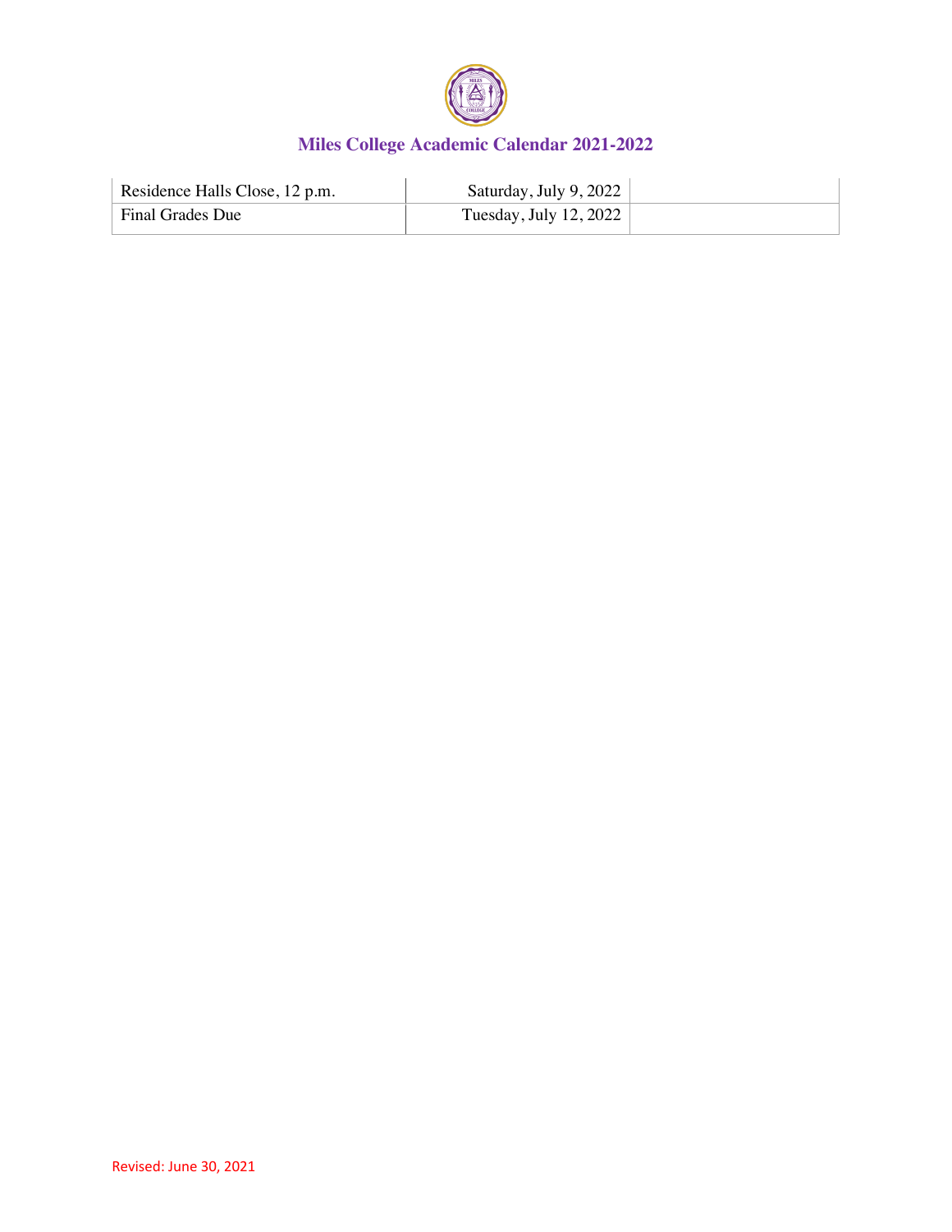# Miles College Academic Calendar 2021-2022

| | | |
|---|---|---|
| Residence Halls Close, 12 p.m. | Saturday, July 9, 2022 | |
| Final Grades Due | Tuesday, July 12, 2022 | |

Revised: June 30, 2021